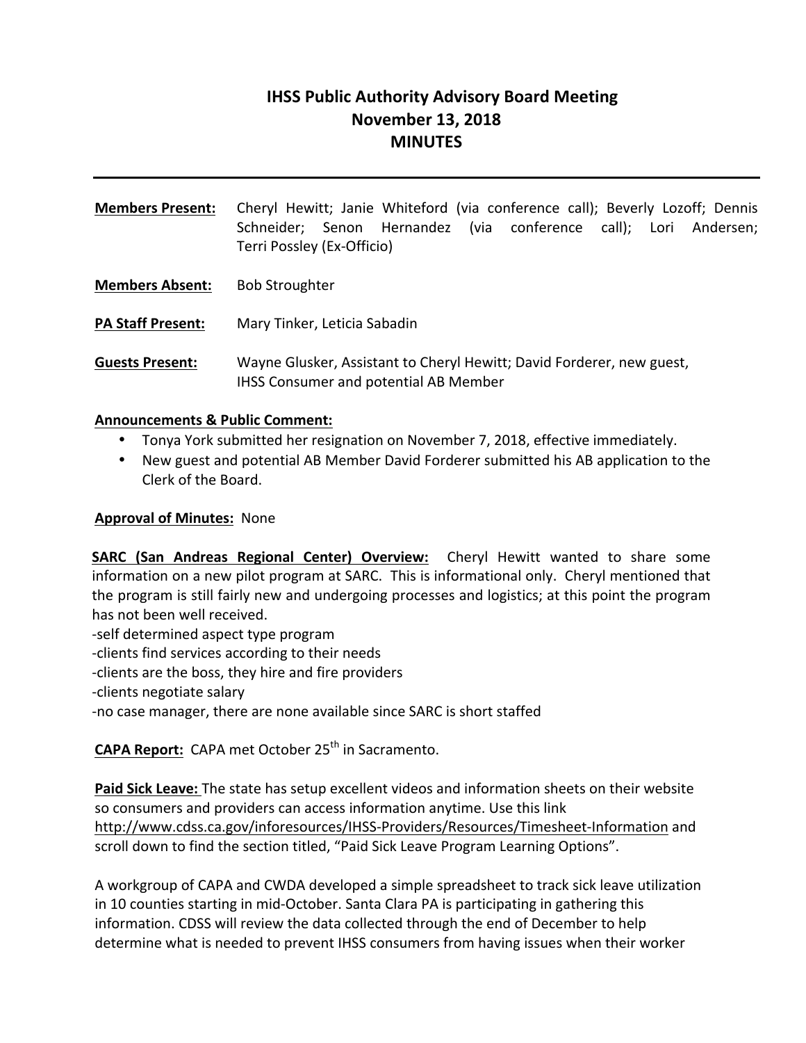# IHSS Public Authority Advisory Board Meeting
## November 13, 2018
## MINUTES

---

**Members Present:** Cheryl Hewitt; Janie Whiteford (via conference call); Beverly Lozoff; Dennis Schneider; Senon Hernandez (via conference call); Lori Andersen; Terri Possley (Ex-Officio)

**Members Absent:** Bob Stroughter

**PA Staff Present:** Mary Tinker, Leticia Sabadin

**Guests Present:** Wayne Glusker, Assistant to Cheryl Hewitt; David Forderer, new guest, IHSS Consumer and potential AB Member

**Announcements & Public Comment:**

- Tonya York submitted her resignation on November 7, 2018, effective immediately.
- New guest and potential AB Member David Forderer submitted his AB application to the Clerk of the Board.

**Approval of Minutes:** None

**SARC (San Andreas Regional Center) Overview:** Cheryl Hewitt wanted to share some information on a new pilot program at SARC. This is informational only. Cheryl mentioned that the program is still fairly new and undergoing processes and logistics; at this point the program has not been well received.

-self determined aspect type program
-clients find services according to their needs
-clients are the boss, they hire and fire providers
-clients negotiate salary
-no case manager, there are none available since SARC is short staffed

**CAPA Report:** CAPA met October 25th in Sacramento.

**Paid Sick Leave:** The state has setup excellent videos and information sheets on their website so consumers and providers can access information anytime. Use this link http://www.cdss.ca.gov/inforesources/IHSS-Providers/Resources/Timesheet-Information and scroll down to find the section titled, "Paid Sick Leave Program Learning Options".

A workgroup of CAPA and CWDA developed a simple spreadsheet to track sick leave utilization in 10 counties starting in mid-October. Santa Clara PA is participating in gathering this information. CDSS will review the data collected through the end of December to help determine what is needed to prevent IHSS consumers from having issues when their worker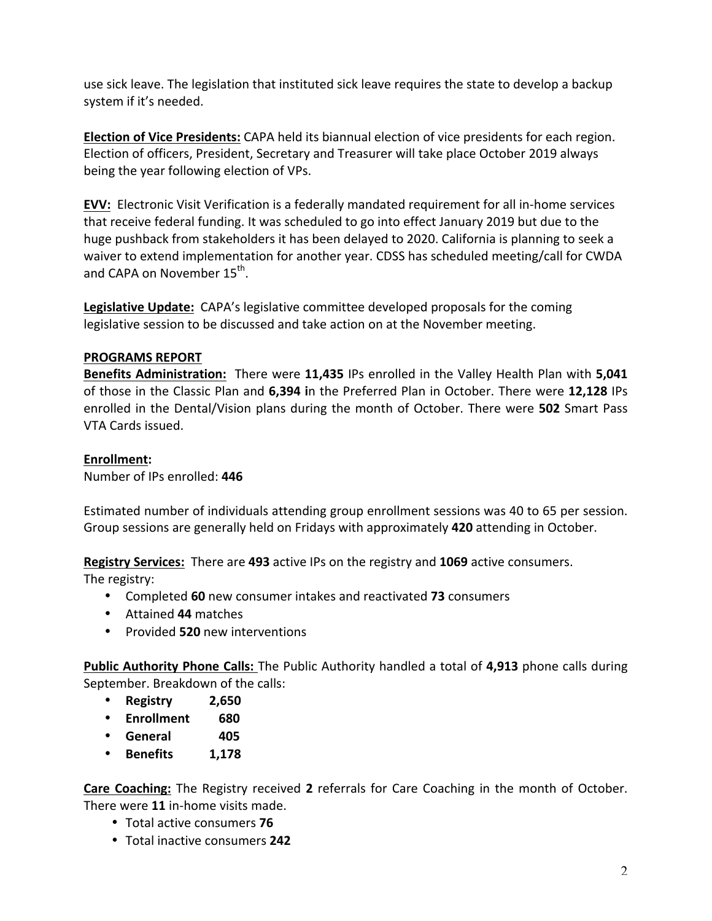use sick leave. The legislation that instituted sick leave requires the state to develop a backup system if it's needed.

**Election of Vice Presidents:** CAPA held its biannual election of vice presidents for each region. Election of officers, President, Secretary and Treasurer will take place October 2019 always being the year following election of VPs.

**EVV:** Electronic Visit Verification is a federally mandated requirement for all in-home services that receive federal funding. It was scheduled to go into effect January 2019 but due to the huge pushback from stakeholders it has been delayed to 2020. California is planning to seek a waiver to extend implementation for another year. CDSS has scheduled meeting/call for CWDA and CAPA on November 15th.

**Legislative Update:** CAPA's legislative committee developed proposals for the coming legislative session to be discussed and take action on at the November meeting.

**PROGRAMS REPORT**

**Benefits Administration:** There were **11,435** IPs enrolled in the Valley Health Plan with **5,041** of those in the Classic Plan and **6,394** in the Preferred Plan in October. There were **12,128** IPs enrolled in the Dental/Vision plans during the month of October. There were **502** Smart Pass VTA Cards issued.

**Enrollment:**

Number of IPs enrolled: **446**

Estimated number of individuals attending group enrollment sessions was 40 to 65 per session. Group sessions are generally held on Fridays with approximately **420** attending in October.

**Registry Services:** There are **493** active IPs on the registry and **1069** active consumers.
The registry:

- Completed **60** new consumer intakes and reactivated **73** consumers
- Attained **44** matches
- Provided **520** new interventions

**Public Authority Phone Calls:** The Public Authority handled a total of **4,913** phone calls during September. Breakdown of the calls:

- **Registry 2,650**
- **Enrollment 680**
- **General 405**
- **Benefits 1,178**

**Care Coaching:** The Registry received **2** referrals for Care Coaching in the month of October. There were **11** in-home visits made.

- Total active consumers **76**
- Total inactive consumers **242**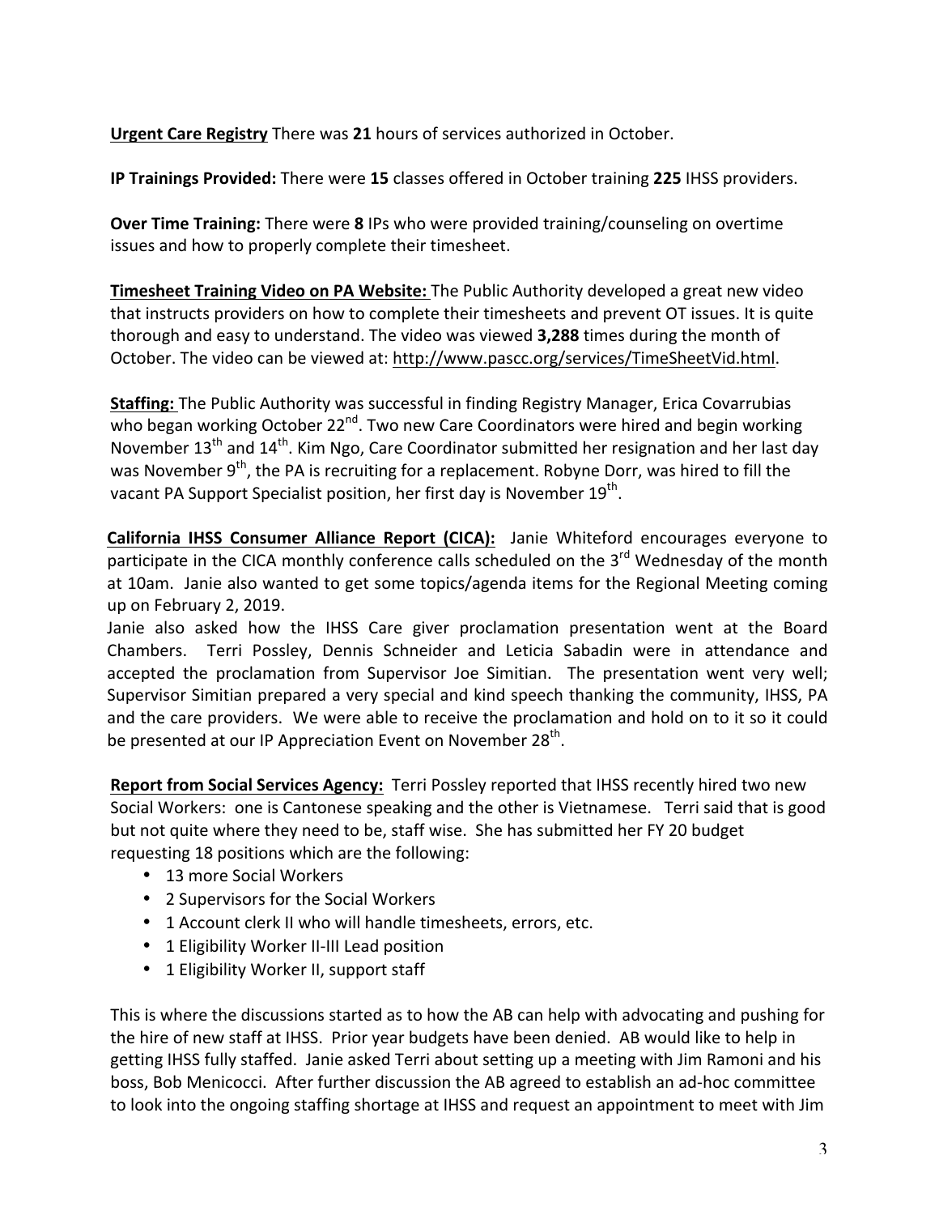**Urgent Care Registry** There was **21** hours of services authorized in October.

**IP Trainings Provided:** There were **15** classes offered in October training **225** IHSS providers.

**Over Time Training:** There were **8** IPs who were provided training/counseling on overtime issues and how to properly complete their timesheet.

**Timesheet Training Video on PA Website:** The Public Authority developed a great new video that instructs providers on how to complete their timesheets and prevent OT issues. It is quite thorough and easy to understand. The video was viewed **3,288** times during the month of October. The video can be viewed at: http://www.pascc.org/services/TimeSheetVid.html.

**Staffing:** The Public Authority was successful in finding Registry Manager, Erica Covarrubias who began working October 22nd. Two new Care Coordinators were hired and begin working November 13th and 14th. Kim Ngo, Care Coordinator submitted her resignation and her last day was November 9th, the PA is recruiting for a replacement. Robyne Dorr, was hired to fill the vacant PA Support Specialist position, her first day is November 19th.

**California IHSS Consumer Alliance Report (CICA):** Janie Whiteford encourages everyone to participate in the CICA monthly conference calls scheduled on the 3rd Wednesday of the month at 10am. Janie also wanted to get some topics/agenda items for the Regional Meeting coming up on February 2, 2019.

Janie also asked how the IHSS Care giver proclamation presentation went at the Board Chambers. Terri Possley, Dennis Schneider and Leticia Sabadin were in attendance and accepted the proclamation from Supervisor Joe Simitian. The presentation went very well; Supervisor Simitian prepared a very special and kind speech thanking the community, IHSS, PA and the care providers. We were able to receive the proclamation and hold on to it so it could be presented at our IP Appreciation Event on November 28th.

**Report from Social Services Agency:** Terri Possley reported that IHSS recently hired two new Social Workers: one is Cantonese speaking and the other is Vietnamese. Terri said that is good but not quite where they need to be, staff wise. She has submitted her FY 20 budget requesting 18 positions which are the following:

- 13 more Social Workers
- 2 Supervisors for the Social Workers
- 1 Account clerk II who will handle timesheets, errors, etc.
- 1 Eligibility Worker II-III Lead position
- 1 Eligibility Worker II, support staff

This is where the discussions started as to how the AB can help with advocating and pushing for the hire of new staff at IHSS. Prior year budgets have been denied. AB would like to help in getting IHSS fully staffed. Janie asked Terri about setting up a meeting with Jim Ramoni and his boss, Bob Menicocci. After further discussion the AB agreed to establish an ad-hoc committee to look into the ongoing staffing shortage at IHSS and request an appointment to meet with Jim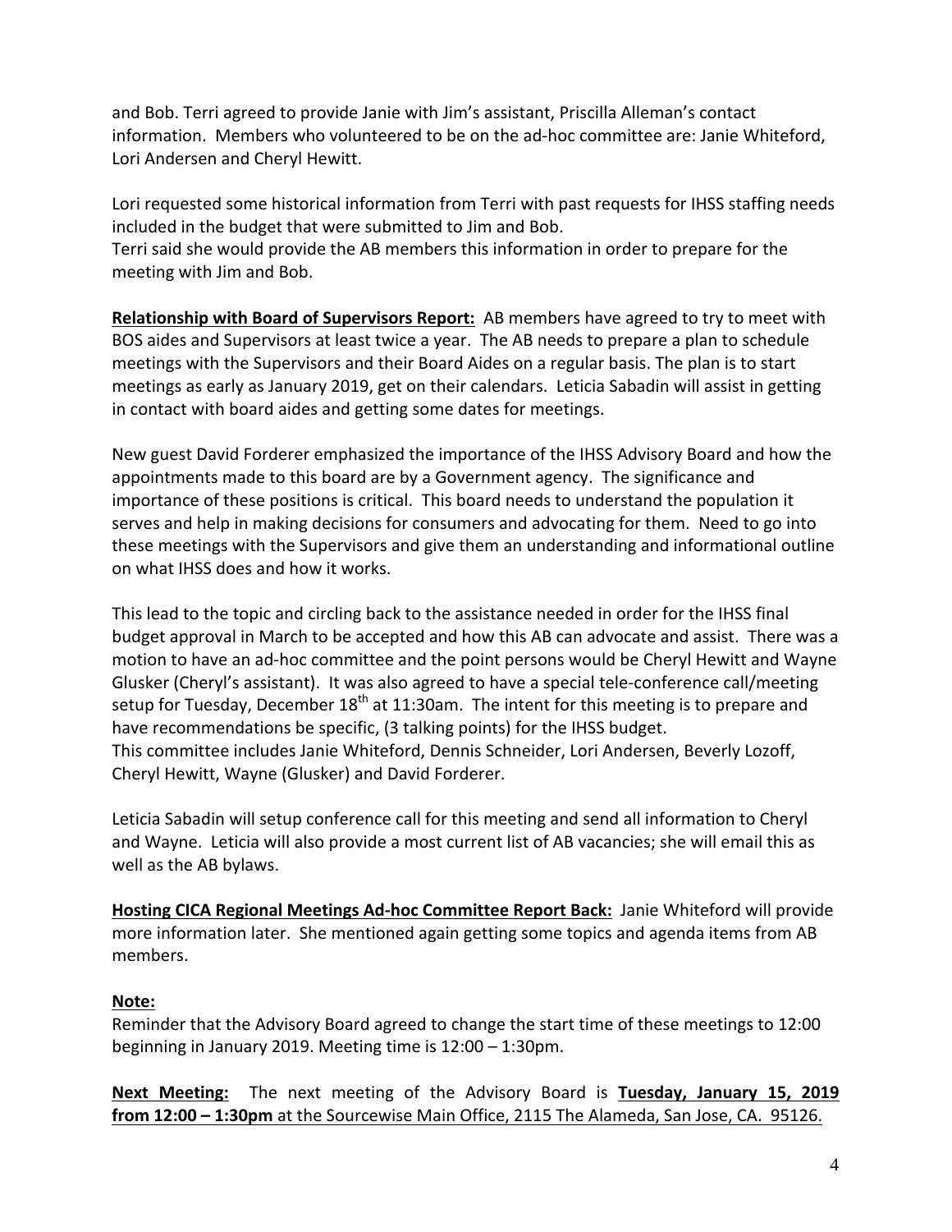and Bob. Terri agreed to provide Janie with Jim's assistant, Priscilla Alleman's contact information. Members who volunteered to be on the ad-hoc committee are: Janie Whiteford, Lori Andersen and Cheryl Hewitt.

Lori requested some historical information from Terri with past requests for IHSS staffing needs included in the budget that were submitted to Jim and Bob.
Terri said she would provide the AB members this information in order to prepare for the meeting with Jim and Bob.

**Relationship with Board of Supervisors Report:** AB members have agreed to try to meet with BOS aides and Supervisors at least twice a year. The AB needs to prepare a plan to schedule meetings with the Supervisors and their Board Aides on a regular basis. The plan is to start meetings as early as January 2019, get on their calendars. Leticia Sabadin will assist in getting in contact with board aides and getting some dates for meetings.

New guest David Forderer emphasized the importance of the IHSS Advisory Board and how the appointments made to this board are by a Government agency. The significance and importance of these positions is critical. This board needs to understand the population it serves and help in making decisions for consumers and advocating for them. Need to go into these meetings with the Supervisors and give them an understanding and informational outline on what IHSS does and how it works.

This lead to the topic and circling back to the assistance needed in order for the IHSS final budget approval in March to be accepted and how this AB can advocate and assist. There was a motion to have an ad-hoc committee and the point persons would be Cheryl Hewitt and Wayne Glusker (Cheryl's assistant). It was also agreed to have a special tele-conference call/meeting setup for Tuesday, December 18th at 11:30am. The intent for this meeting is to prepare and have recommendations be specific, (3 talking points) for the IHSS budget.
This committee includes Janie Whiteford, Dennis Schneider, Lori Andersen, Beverly Lozoff, Cheryl Hewitt, Wayne (Glusker) and David Forderer.

Leticia Sabadin will setup conference call for this meeting and send all information to Cheryl and Wayne. Leticia will also provide a most current list of AB vacancies; she will email this as well as the AB bylaws.

**Hosting CICA Regional Meetings Ad-hoc Committee Report Back:** Janie Whiteford will provide more information later. She mentioned again getting some topics and agenda items from AB members.

**Note:**

Reminder that the Advisory Board agreed to change the start time of these meetings to 12:00 beginning in January 2019. Meeting time is 12:00 – 1:30pm.

**Next Meeting:** The next meeting of the Advisory Board is **Tuesday, January 15, 2019 from 12:00 – 1:30pm** at the Sourcewise Main Office, 2115 The Alameda, San Jose, CA. 95126.